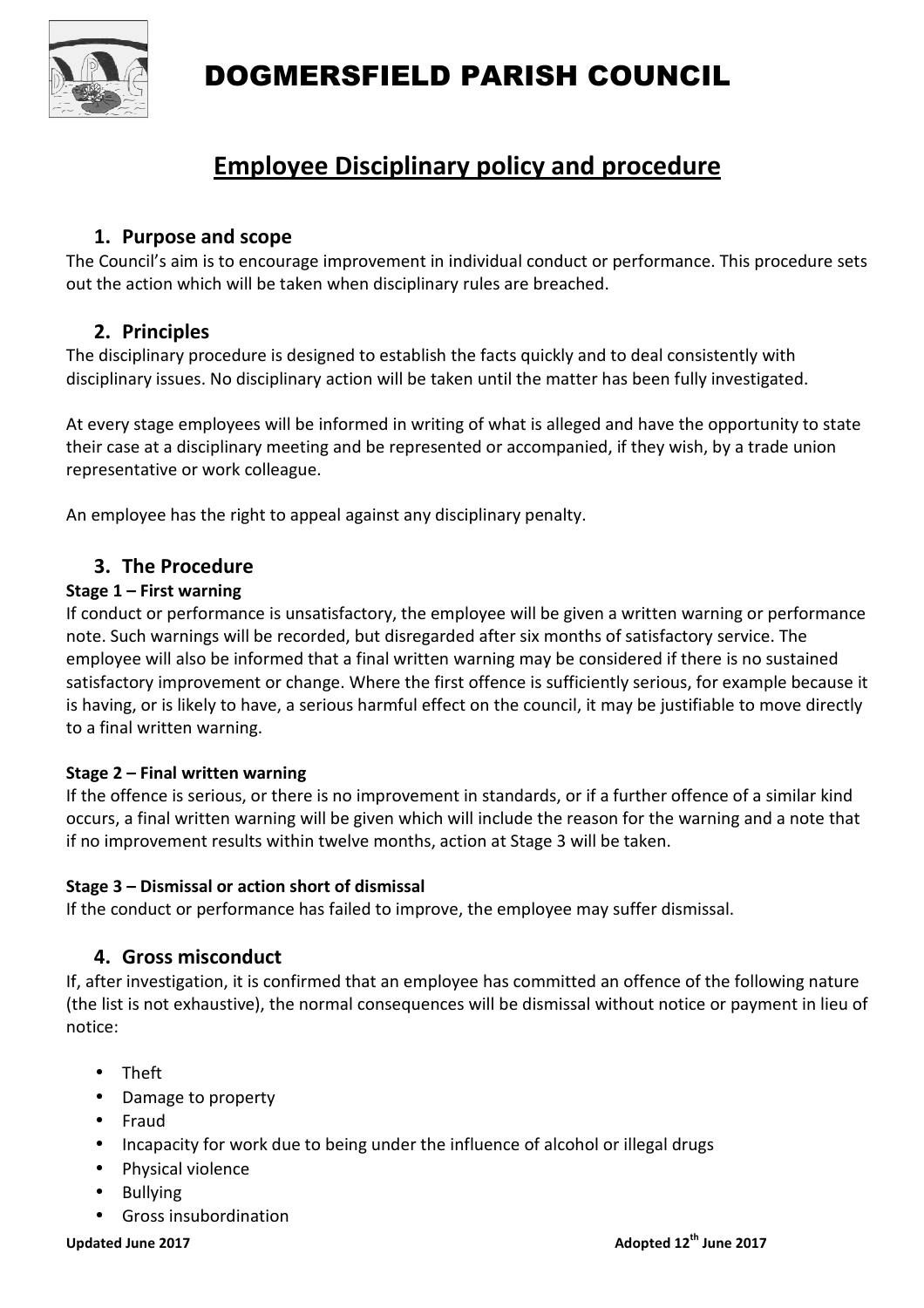# DOGMERSFIELD PARISH COUNCIL

## Employee Disciplinary policy and procedure

### 1. Purpose and scope

The Council's aim is to encourage improvement in individual conduct or performance. This procedure sets out the action which will be taken when disciplinary rules are breached.

### 2. Principles

The disciplinary procedure is designed to establish the facts quickly and to deal consistently with disciplinary issues. No disciplinary action will be taken until the matter has been fully investigated.

At every stage employees will be informed in writing of what is alleged and have the opportunity to state their case at a disciplinary meeting and be represented or accompanied, if they wish, by a trade union representative or work colleague.

An employee has the right to appeal against any disciplinary penalty.

### 3. The Procedure

**Stage 1 – First warning**

If conduct or performance is unsatisfactory, the employee will be given a written warning or performance note. Such warnings will be recorded, but disregarded after six months of satisfactory service. The employee will also be informed that a final written warning may be considered if there is no sustained satisfactory improvement or change. Where the first offence is sufficiently serious, for example because it is having, or is likely to have, a serious harmful effect on the council, it may be justifiable to move directly to a final written warning.

**Stage 2 – Final written warning**

If the offence is serious, or there is no improvement in standards, or if a further offence of a similar kind occurs, a final written warning will be given which will include the reason for the warning and a note that if no improvement results within twelve months, action at Stage 3 will be taken.

**Stage 3 – Dismissal or action short of dismissal**

If the conduct or performance has failed to improve, the employee may suffer dismissal.

### 4. Gross misconduct

If, after investigation, it is confirmed that an employee has committed an offence of the following nature (the list is not exhaustive), the normal consequences will be dismissal without notice or payment in lieu of notice:

- Theft
- Damage to property
- Fraud
- Incapacity for work due to being under the influence of alcohol or illegal drugs
- Physical violence
- Bullying
- Gross insubordination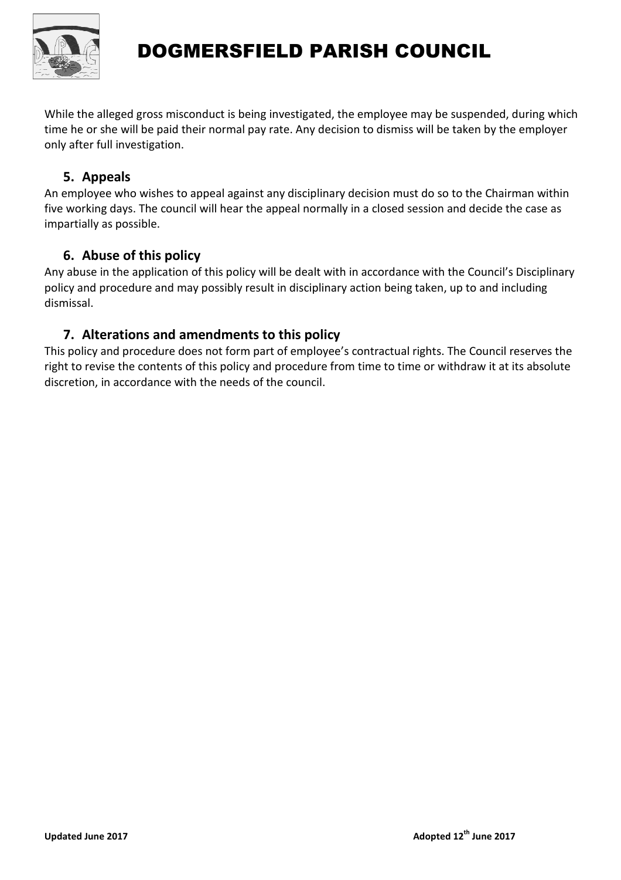While the alleged gross misconduct is being investigated, the employee may be suspended, during which time he or she will be paid their normal pay rate. Any decision to dismiss will be taken by the employer only after full investigation.

## 5. Appeals

An employee who wishes to appeal against any disciplinary decision must do so to the Chairman within five working days. The council will hear the appeal normally in a closed session and decide the case as impartially as possible.

## 6. Abuse of this policy

Any abuse in the application of this policy will be dealt with in accordance with the Council's Disciplinary policy and procedure and may possibly result in disciplinary action being taken, up to and including dismissal.

## 7. Alterations and amendments to this policy

This policy and procedure does not form part of employee's contractual rights. The Council reserves the right to revise the contents of this policy and procedure from time to time or withdraw it at its absolute discretion, in accordance with the needs of the council.

**Updated June 2017** **Adopted 12th June 2017**